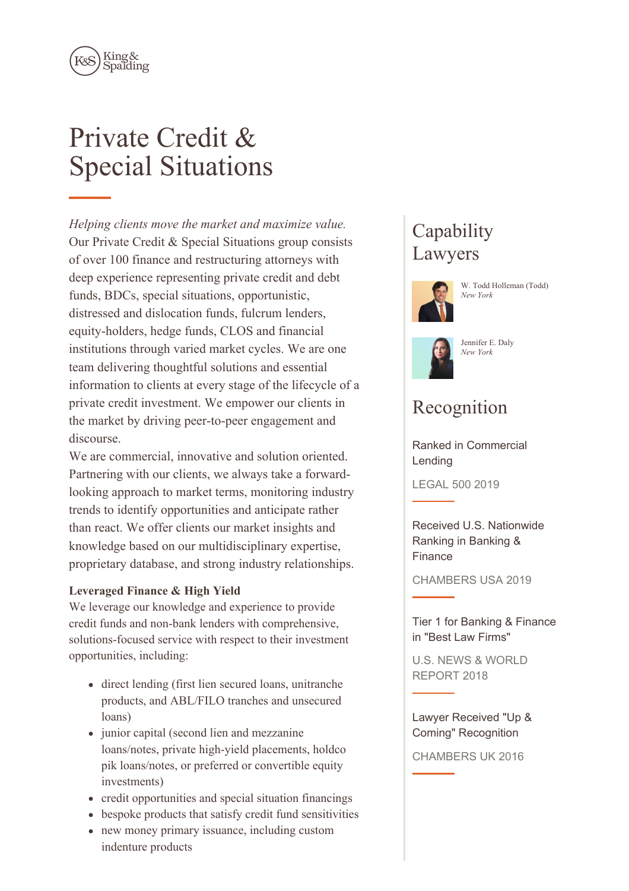# Private Credit & Special Situations

*Helping clients move the market and maximize value.*
Our Private Credit & Special Situations group consists of over 100 finance and restructuring attorneys with deep experience representing private credit and debt funds, BDCs, special situations, opportunistic, distressed and dislocation funds, fulcrum lenders, equity-holders, hedge funds, CLOS and financial institutions through varied market cycles. We are one team delivering thoughtful solutions and essential information to clients at every stage of the lifecycle of a private credit investment. We empower our clients in the market by driving peer-to-peer engagement and discourse.
We are commercial, innovative and solution oriented. Partnering with our clients, we always take a forward-looking approach to market terms, monitoring industry trends to identify opportunities and anticipate rather than react. We offer clients our market insights and knowledge based on our multidisciplinary expertise, proprietary database, and strong industry relationships.

**Leveraged Finance & High Yield**
We leverage our knowledge and experience to provide credit funds and non-bank lenders with comprehensive, solutions-focused service with respect to their investment opportunities, including:

- direct lending (first lien secured loans, unitranche products, and ABL/FILO tranches and unsecured loans)
- junior capital (second lien and mezzanine loans/notes, private high-yield placements, holdco pik loans/notes, or preferred or convertible equity investments)
- credit opportunities and special situation financings
- bespoke products that satisfy credit fund sensitivities
- new money primary issuance, including custom indenture products

## Capability Lawyers

W. Todd Holleman (Todd)
*New York*

Jennifer E. Daly
*New York*

## Recognition

Ranked in Commercial Lending

LEGAL 500 2019

Received U.S. Nationwide Ranking in Banking & Finance

CHAMBERS USA 2019

Tier 1 for Banking & Finance in "Best Law Firms"

U.S. NEWS & WORLD REPORT 2018

Lawyer Received "Up & Coming" Recognition

CHAMBERS UK 2016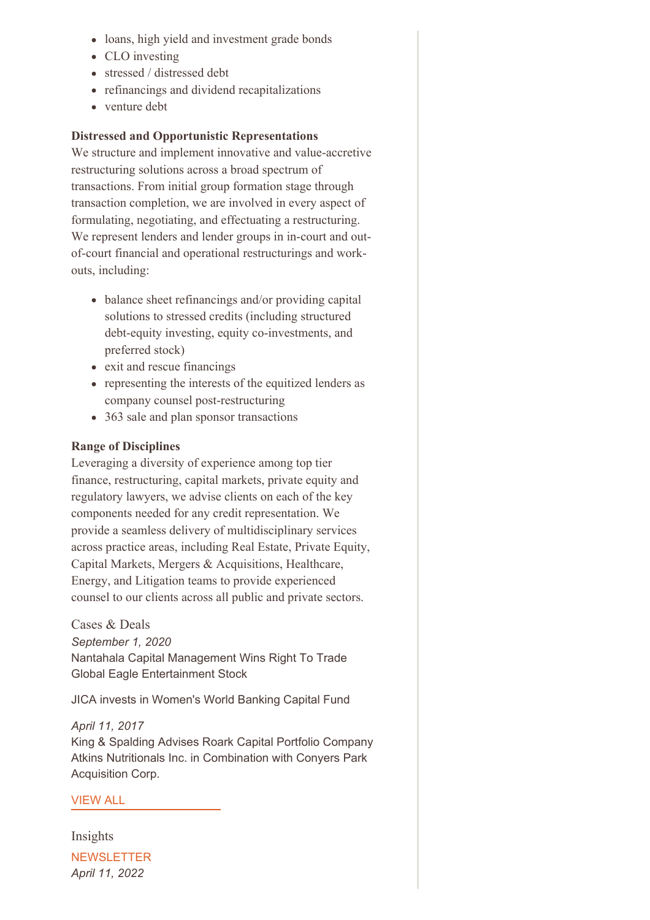- loans, high yield and investment grade bonds
- CLO investing
- stressed / distressed debt
- refinancings and dividend recapitalizations
- venture debt

**Distressed and Opportunistic Representations**
We structure and implement innovative and value-accretive restructuring solutions across a broad spectrum of transactions. From initial group formation stage through transaction completion, we are involved in every aspect of formulating, negotiating, and effectuating a restructuring. We represent lenders and lender groups in in-court and out-of-court financial and operational restructurings and work-outs, including:

- balance sheet refinancings and/or providing capital solutions to stressed credits (including structured debt-equity investing, equity co-investments, and preferred stock)
- exit and rescue financings
- representing the interests of the equitized lenders as company counsel post-restructuring
- 363 sale and plan sponsor transactions

**Range of Disciplines**
Leveraging a diversity of experience among top tier finance, restructuring, capital markets, private equity and regulatory lawyers, we advise clients on each of the key components needed for any credit representation. We provide a seamless delivery of multidisciplinary services across practice areas, including Real Estate, Private Equity, Capital Markets, Mergers & Acquisitions, Healthcare, Energy, and Litigation teams to provide experienced counsel to our clients across all public and private sectors.

## Cases & Deals

*September 1, 2020*
Nantahala Capital Management Wins Right To Trade Global Eagle Entertainment Stock

JICA invests in Women's World Banking Capital Fund

*April 11, 2017*
King & Spalding Advises Roark Capital Portfolio Company Atkins Nutritionals Inc. in Combination with Conyers Park Acquisition Corp.

VIEW ALL

## Insights

NEWSLETTER
*April 11, 2022*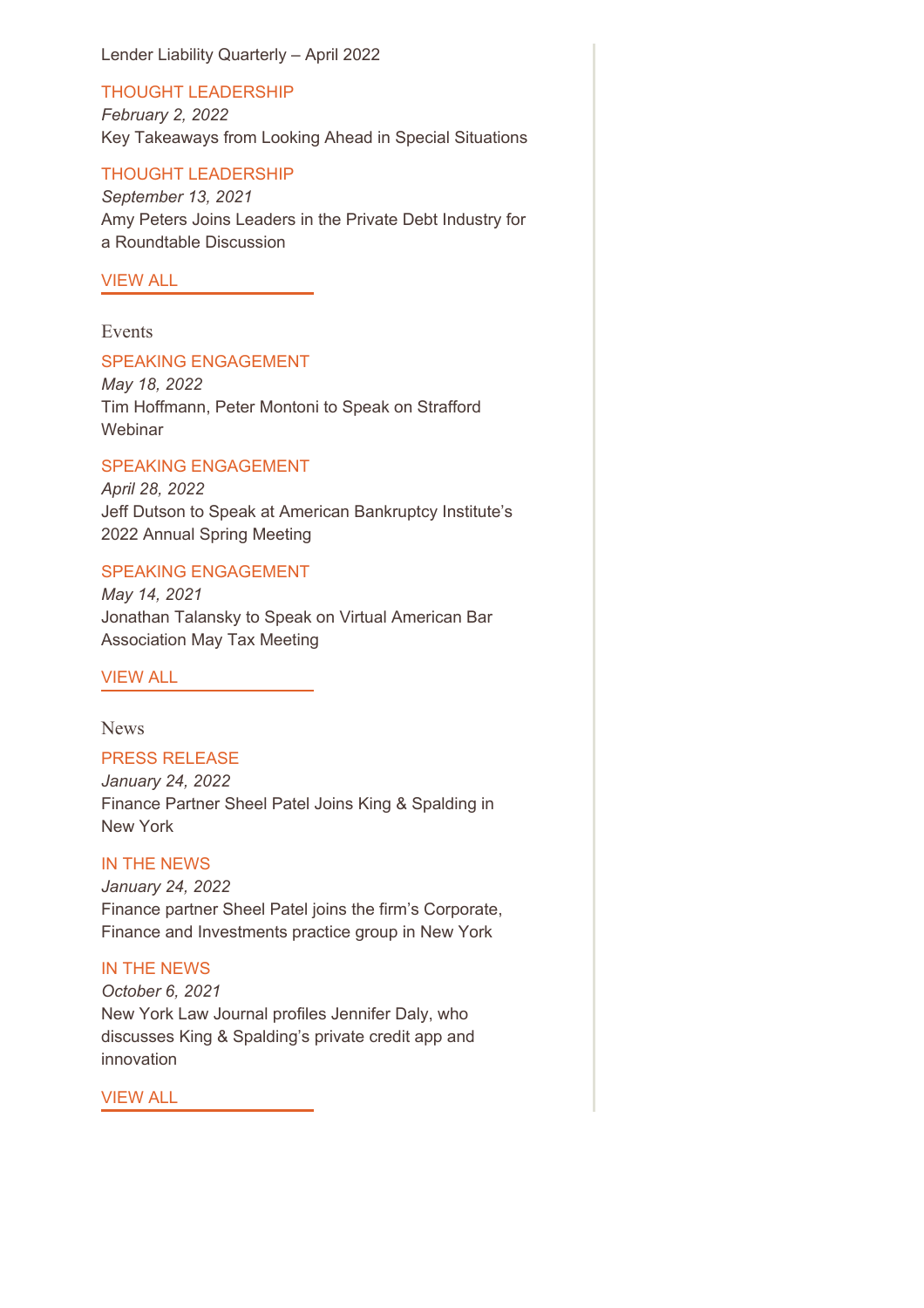Lender Liability Quarterly – April 2022

THOUGHT LEADERSHIP

*February 2, 2022*

Key Takeaways from Looking Ahead in Special Situations

THOUGHT LEADERSHIP

*September 13, 2021*

Amy Peters Joins Leaders in the Private Debt Industry for a Roundtable Discussion

VIEW ALL

## Events

SPEAKING ENGAGEMENT

*May 18, 2022*

Tim Hoffmann, Peter Montoni to Speak on Strafford Webinar

SPEAKING ENGAGEMENT

*April 28, 2022*

Jeff Dutson to Speak at American Bankruptcy Institute's 2022 Annual Spring Meeting

SPEAKING ENGAGEMENT

*May 14, 2021*

Jonathan Talansky to Speak on Virtual American Bar Association May Tax Meeting

VIEW ALL

## News

PRESS RELEASE

*January 24, 2022*

Finance Partner Sheel Patel Joins King & Spalding in New York

IN THE NEWS

*January 24, 2022*

Finance partner Sheel Patel joins the firm's Corporate, Finance and Investments practice group in New York

IN THE NEWS

*October 6, 2021*

New York Law Journal profiles Jennifer Daly, who discusses King & Spalding's private credit app and innovation

VIEW ALL